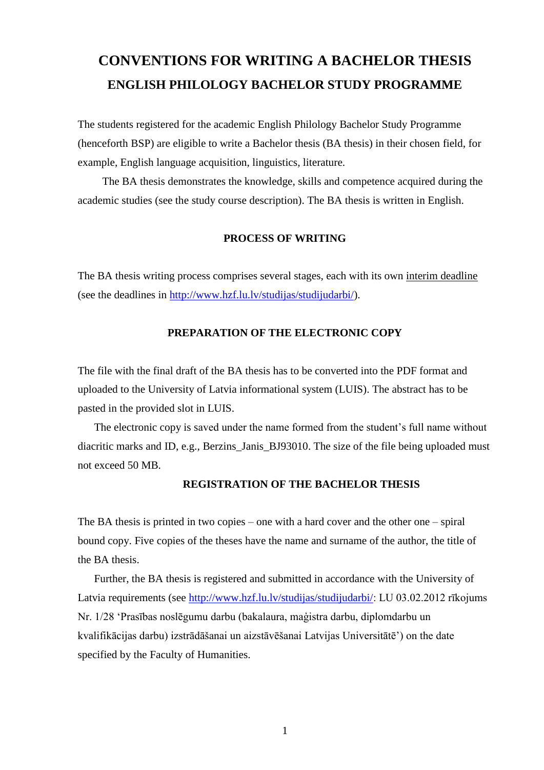# CONVENTIONS FOR WRITING A BACHELOR THESIS

## ENGLISH PHILOLOGY BACHELOR STUDY PROGRAMME

The students registered for the academic English Philology Bachelor Study Programme (henceforth BSP) are eligible to write a Bachelor thesis (BA thesis) in their chosen field, for example, English language acquisition, linguistics, literature.

The BA thesis demonstrates the knowledge, skills and competence acquired during the academic studies (see the study course description). The BA thesis is written in English.

### PROCESS OF WRITING

The BA thesis writing process comprises several stages, each with its own interim deadline (see the deadlines in [http://www.hzf.lu.lv/studijas/studijudarbi/](http://www.hzf.lu.lv/studijas/studijudarbi/)).

### PREPARATION OF THE ELECTRONIC COPY

The file with the final draft of the BA thesis has to be converted into the PDF format and uploaded to the University of Latvia informational system (LUIS). The abstract has to be pasted in the provided slot in LUIS.

The electronic copy is saved under the name formed from the student's full name without diacritic marks and ID, e.g., Berzins_Janis_BJ93010. The size of the file being uploaded must not exceed 50 MB.

### REGISTRATION OF THE BACHELOR THESIS

The BA thesis is printed in two copies – one with a hard cover and the other one – spiral bound copy. Five copies of the theses have the name and surname of the author, the title of the BA thesis.

Further, the BA thesis is registered and submitted in accordance with the University of Latvia requirements (see [http://www.hzf.lu.lv/studijas/studijudarbi/](http://www.hzf.lu.lv/studijas/studijudarbi/): LU 03.02.2012 rīkojums Nr. 1/28 'Prasības noslēgumu darbu (bakalaura, maģistra darbu, diplomdarbu un kvalifikācijas darbu) izstrādāšanai un aizstāvēšanai Latvijas Universitātē') on the date specified by the Faculty of Humanities.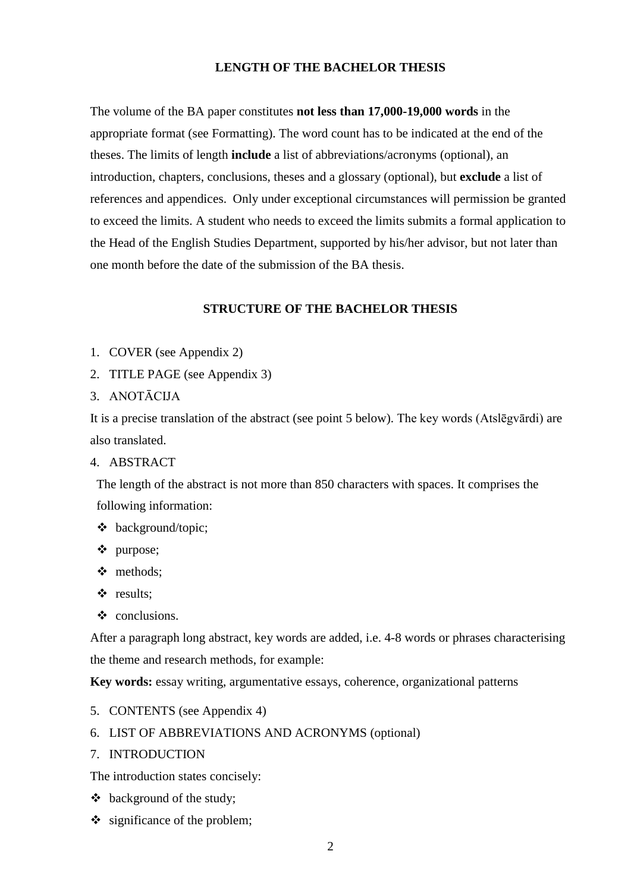## LENGTH OF THE BACHELOR THESIS

The volume of the BA paper constitutes **not less than 17,000-19,000 words** in the appropriate format (see Formatting). The word count has to be indicated at the end of the theses. The limits of length **include** a list of abbreviations/acronyms (optional), an introduction, chapters, conclusions, theses and a glossary (optional), but **exclude** a list of references and appendices. Only under exceptional circumstances will permission be granted to exceed the limits. A student who needs to exceed the limits submits a formal application to the Head of the English Studies Department, supported by his/her advisor, but not later than one month before the date of the submission of the BA thesis.

## STRUCTURE OF THE BACHELOR THESIS

1. COVER (see Appendix 2)
2. TITLE PAGE (see Appendix 3)
3. ANOTĀCIJA

It is a precise translation of the abstract (see point 5 below). The key words (Atslēgvārdi) are also translated.

4. ABSTRACT

The length of the abstract is not more than 850 characters with spaces. It comprises the following information:

- background/topic;
- purpose;
- methods;
- results;
- conclusions.

After a paragraph long abstract, key words are added, i.e. 4-8 words or phrases characterising the theme and research methods, for example:

**Key words:** essay writing, argumentative essays, coherence, organizational patterns

5. CONTENTS (see Appendix 4)
6. LIST OF ABBREVIATIONS AND ACRONYMS (optional)
7. INTRODUCTION

The introduction states concisely:

- background of the study;
- significance of the problem;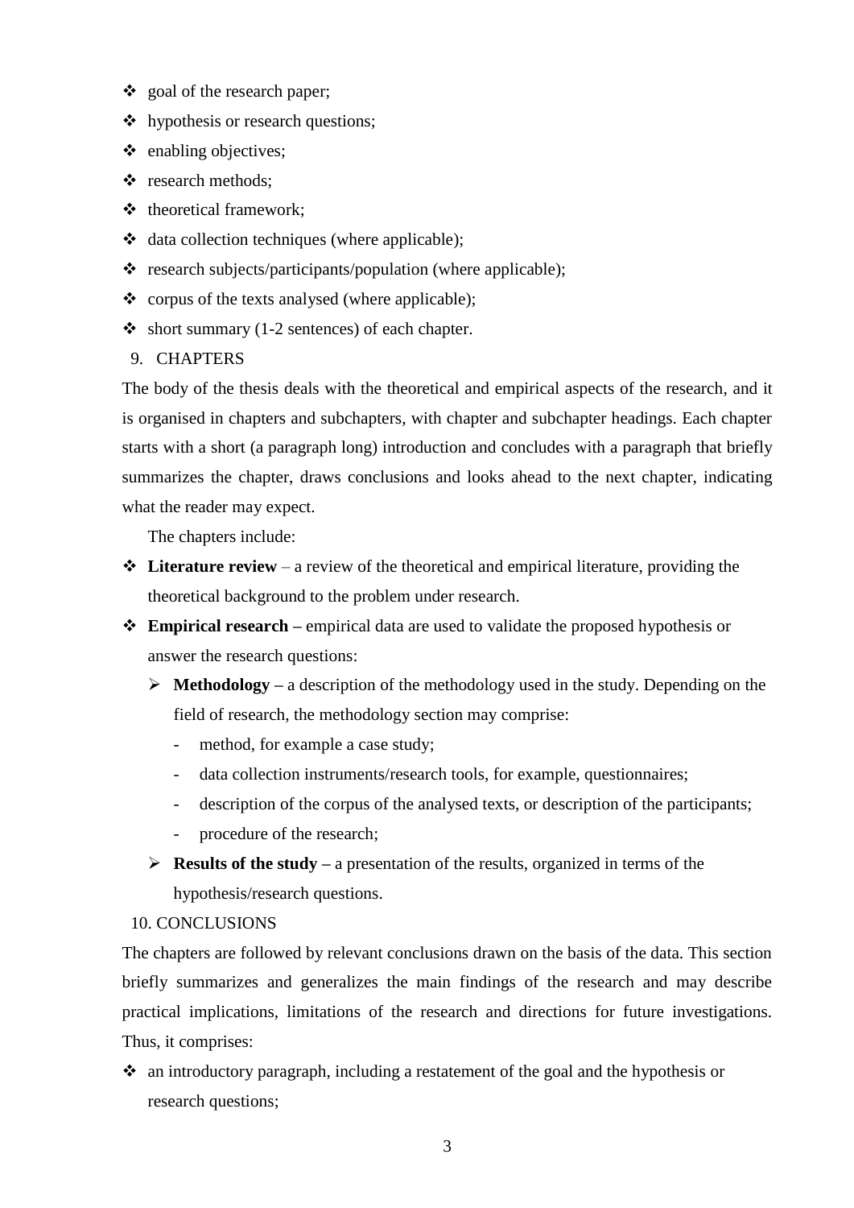- goal of the research paper;
- hypothesis or research questions;
- enabling objectives;
- research methods;
- theoretical framework;
- data collection techniques (where applicable);
- research subjects/participants/population (where applicable);
- corpus of the texts analysed (where applicable);
- short summary (1-2 sentences) of each chapter.

9. CHAPTERS

The body of the thesis deals with the theoretical and empirical aspects of the research, and it is organised in chapters and subchapters, with chapter and subchapter headings. Each chapter starts with a short (a paragraph long) introduction and concludes with a paragraph that briefly summarizes the chapter, draws conclusions and looks ahead to the next chapter, indicating what the reader may expect.

The chapters include:

- **Literature review** – a review of the theoretical and empirical literature, providing the theoretical background to the problem under research.
- **Empirical research –** empirical data are used to validate the proposed hypothesis or answer the research questions:
  - **Methodology –** a description of the methodology used in the study. Depending on the field of research, the methodology section may comprise:
    - method, for example a case study;
    - data collection instruments/research tools, for example, questionnaires;
    - description of the corpus of the analysed texts, or description of the participants;
    - procedure of the research;
  - **Results of the study –** a presentation of the results, organized in terms of the hypothesis/research questions.

10. CONCLUSIONS

The chapters are followed by relevant conclusions drawn on the basis of the data. This section briefly summarizes and generalizes the main findings of the research and may describe practical implications, limitations of the research and directions for future investigations. Thus, it comprises:

- an introductory paragraph, including a restatement of the goal and the hypothesis or research questions;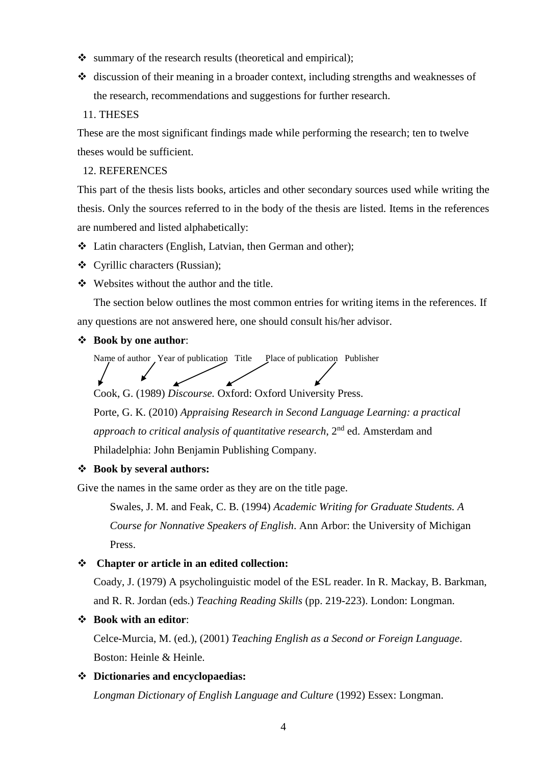- summary of the research results (theoretical and empirical);
- discussion of their meaning in a broader context, including strengths and weaknesses of the research, recommendations and suggestions for further research.

11. THESES

These are the most significant findings made while performing the research; ten to twelve theses would be sufficient.

12. REFERENCES

This part of the thesis lists books, articles and other secondary sources used while writing the thesis. Only the sources referred to in the body of the thesis are listed. Items in the references are numbered and listed alphabetically:

- Latin characters (English, Latvian, then German and other);
- Cyrillic characters (Russian);
- Websites without the author and the title.

The section below outlines the most common entries for writing items in the references. If any questions are not answered here, one should consult his/her advisor.

- **Book by one author**:

  Name of author   Year of publication   Title   Place of publication   Publisher

  Cook, G. (1989) *Discourse.* Oxford: Oxford University Press.

  Porte, G. K. (2010) *Appraising Research in Second Language Learning: a practical approach to critical analysis of quantitative research*, 2nd ed. Amsterdam and Philadelphia: John Benjamin Publishing Company.

- **Book by several authors:**

Give the names in the same order as they are on the title page.

  Swales, J. M. and Feak, C. B. (1994) *Academic Writing for Graduate Students. A Course for Nonnative Speakers of English*. Ann Arbor: the University of Michigan Press.

- **Chapter or article in an edited collection:**

  Coady, J. (1979) A psycholinguistic model of the ESL reader. In R. Mackay, B. Barkman, and R. R. Jordan (eds.) *Teaching Reading Skills* (pp. 219-223). London: Longman.

- **Book with an editor**:

  Celce-Murcia, M. (ed.), (2001) *Teaching English as a Second or Foreign Language*. Boston: Heinle & Heinle.

- **Dictionaries and encyclopaedias:**

  *Longman Dictionary of English Language and Culture* (1992) Essex: Longman.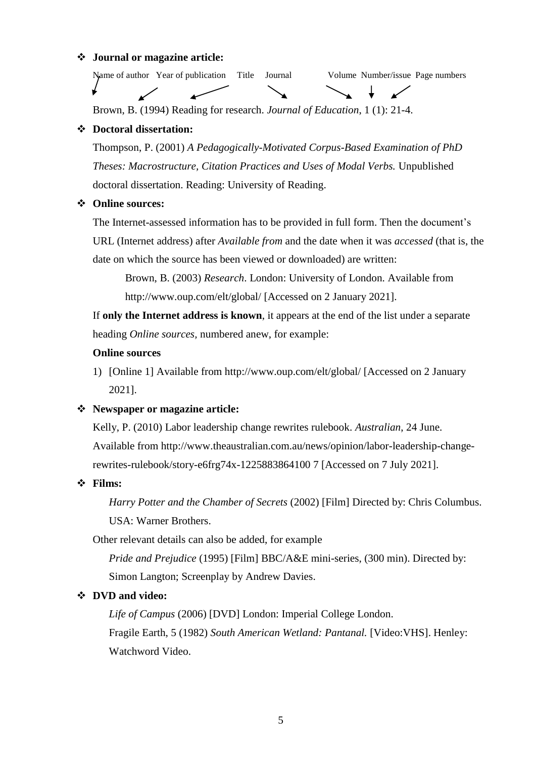- **Journal or magazine article:**

  Name of author   Year of publication   Title   Journal   Volume   Number/issue   Page numbers

  Brown, B. (1994) Reading for research. *Journal of Education*, 1 (1): 21-4.

- **Doctoral dissertation:**

  Thompson, P. (2001) *A Pedagogically-Motivated Corpus-Based Examination of PhD Theses: Macrostructure, Citation Practices and Uses of Modal Verbs.* Unpublished doctoral dissertation. Reading: University of Reading.

- **Online sources:**

  The Internet-assessed information has to be provided in full form. Then the document's URL (Internet address) after *Available from* and the date when it was *accessed* (that is, the date on which the source has been viewed or downloaded) are written:

  > Brown, B. (2003) *Research*. London: University of London. Available from http://www.oup.com/elt/global/ [Accessed on 2 January 2021].

  If **only the Internet address is known**, it appears at the end of the list under a separate heading *Online sources*, numbered anew, for example:

  **Online sources**

  1) [Online 1] Available from http://www.oup.com/elt/global/ [Accessed on 2 January 2021].

- **Newspaper or magazine article:**

  Kelly, P. (2010) Labor leadership change rewrites rulebook. *Australian*, 24 June. Available from http://www.theaustralian.com.au/news/opinion/labor-leadership-change-rewrites-rulebook/story-e6frg74x-1225883864100 7 [Accessed on 7 July 2021].

- **Films:**

  > *Harry Potter and the Chamber of Secrets* (2002) [Film] Directed by: Chris Columbus. USA: Warner Brothers.

  Other relevant details can also be added, for example

  > *Pride and Prejudice* (1995) [Film] BBC/A&E mini-series, (300 min). Directed by: Simon Langton; Screenplay by Andrew Davies.

- **DVD and video:**

  > *Life of Campus* (2006) [DVD] London: Imperial College London.
  >
  > Fragile Earth, 5 (1982) *South American Wetland: Pantanal.* [Video:VHS]. Henley: Watchword Video.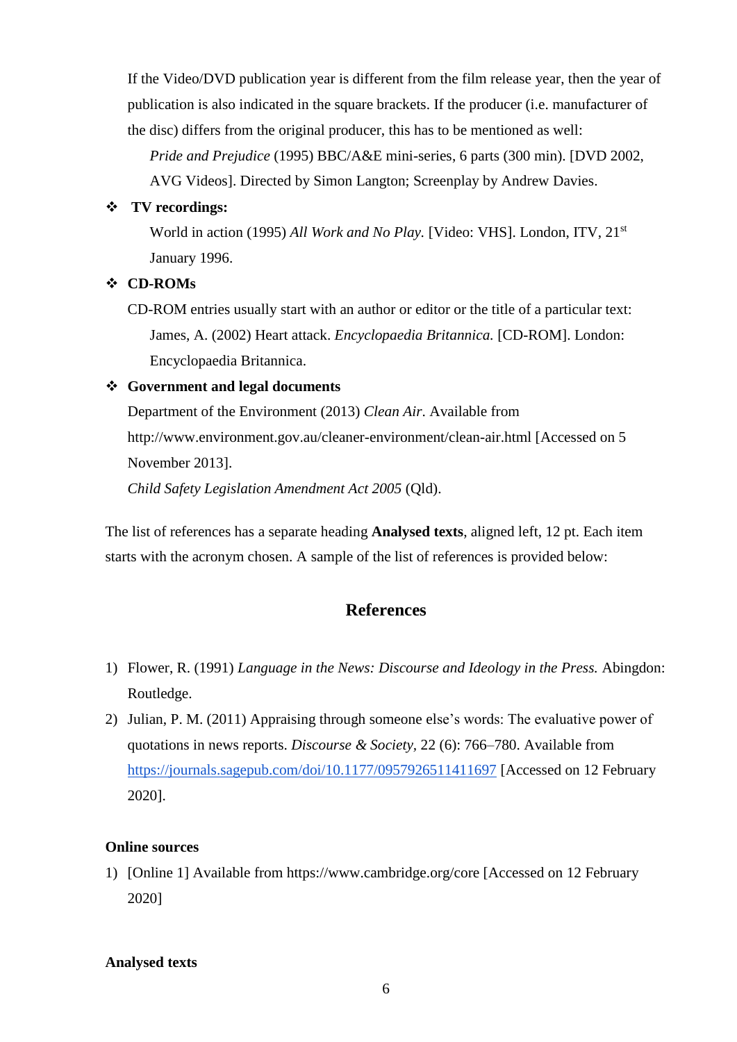If the Video/DVD publication year is different from the film release year, then the year of publication is also indicated in the square brackets. If the producer (i.e. manufacturer of the disc) differs from the original producer, this has to be mentioned as well:

> *Pride and Prejudice* (1995) BBC/A&E mini-series, 6 parts (300 min). [DVD 2002, AVG Videos]. Directed by Simon Langton; Screenplay by Andrew Davies.

- **TV recordings:**

  > World in action (1995) *All Work and No Play.* [Video: VHS]. London, ITV, 21st January 1996.

- **CD-ROMs**

  CD-ROM entries usually start with an author or editor or the title of a particular text:

  > James, A. (2002) Heart attack. *Encyclopaedia Britannica.* [CD-ROM]. London: Encyclopaedia Britannica.

- **Government and legal documents**

  Department of the Environment (2013) *Clean Air*. Available from http://www.environment.gov.au/cleaner-environment/clean-air.html [Accessed on 5 November 2013].

  *Child Safety Legislation Amendment Act 2005* (Qld).

The list of references has a separate heading **Analysed texts**, aligned left, 12 pt. Each item starts with the acronym chosen. A sample of the list of references is provided below:

## References

1) Flower, R. (1991) *Language in the News: Discourse and Ideology in the Press.* Abingdon: Routledge.
2) Julian, P. M. (2011) Appraising through someone else's words: The evaluative power of quotations in news reports. *Discourse & Society*, 22 (6): 766–780. Available from https://journals.sagepub.com/doi/10.1177/0957926511411697 [Accessed on 12 February 2020].

**Online sources**

1) [Online 1] Available from https://www.cambridge.org/core [Accessed on 12 February 2020]

**Analysed texts**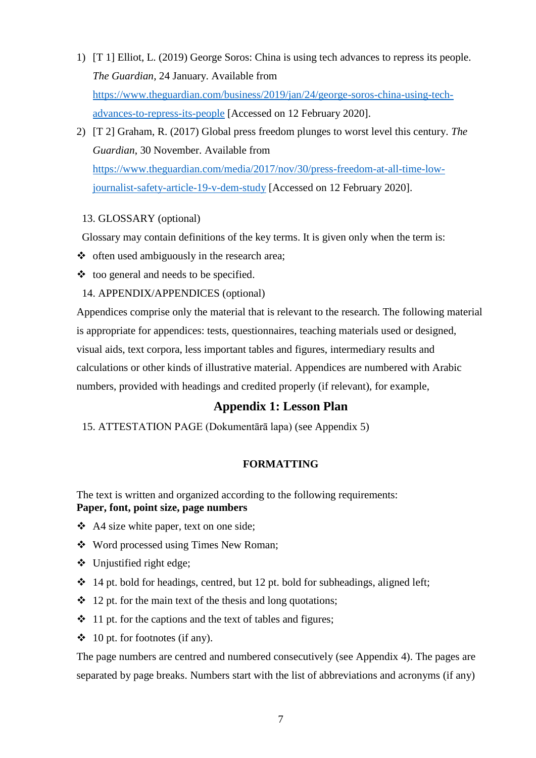1) [T 1] Elliot, L. (2019) George Soros: China is using tech advances to repress its people. *The Guardian*, 24 January. Available from https://www.theguardian.com/business/2019/jan/24/george-soros-china-using-tech-advances-to-repress-its-people [Accessed on 12 February 2020].
2) [T 2] Graham, R. (2017) Global press freedom plunges to worst level this century. *The Guardian*, 30 November. Available from https://www.theguardian.com/media/2017/nov/30/press-freedom-at-all-time-low-journalist-safety-article-19-v-dem-study [Accessed on 12 February 2020].

13. GLOSSARY (optional)

Glossary may contain definitions of the key terms. It is given only when the term is:

- often used ambiguously in the research area;
- too general and needs to be specified.

14. APPENDIX/APPENDICES (optional)

Appendices comprise only the material that is relevant to the research. The following material is appropriate for appendices: tests, questionnaires, teaching materials used or designed, visual aids, text corpora, less important tables and figures, intermediary results and calculations or other kinds of illustrative material. Appendices are numbered with Arabic numbers, provided with headings and credited properly (if relevant), for example,

**Appendix 1: Lesson Plan**

15. ATTESTATION PAGE (Dokumentārā lapa) (see Appendix 5)

## FORMATTING

The text is written and organized according to the following requirements:

**Paper, font, point size, page numbers**

- A4 size white paper, text on one side;
- Word processed using Times New Roman;
- Unjustified right edge;
- 14 pt. bold for headings, centred, but 12 pt. bold for subheadings, aligned left;
- 12 pt. for the main text of the thesis and long quotations;
- 11 pt. for the captions and the text of tables and figures;
- 10 pt. for footnotes (if any).

The page numbers are centred and numbered consecutively (see Appendix 4). The pages are separated by page breaks. Numbers start with the list of abbreviations and acronyms (if any)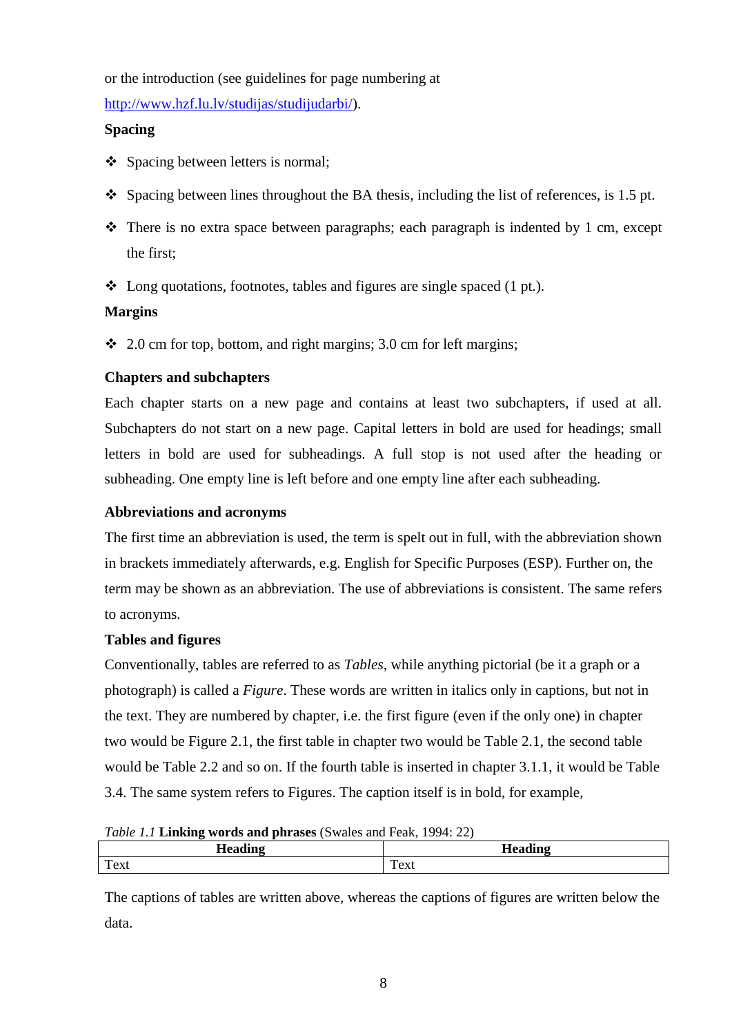or the introduction (see guidelines for page numbering at http://www.hzf.lu.lv/studijas/studijudarbi/).

**Spacing**

- Spacing between letters is normal;
- Spacing between lines throughout the BA thesis, including the list of references, is 1.5 pt.
- There is no extra space between paragraphs; each paragraph is indented by 1 cm, except the first;
- Long quotations, footnotes, tables and figures are single spaced (1 pt.).

**Margins**

- 2.0 cm for top, bottom, and right margins; 3.0 cm for left margins;

**Chapters and subchapters**

Each chapter starts on a new page and contains at least two subchapters, if used at all. Subchapters do not start on a new page. Capital letters in bold are used for headings; small letters in bold are used for subheadings. A full stop is not used after the heading or subheading. One empty line is left before and one empty line after each subheading.

**Abbreviations and acronyms**

The first time an abbreviation is used, the term is spelt out in full, with the abbreviation shown in brackets immediately afterwards, e.g. English for Specific Purposes (ESP). Further on, the term may be shown as an abbreviation. The use of abbreviations is consistent. The same refers to acronyms.

**Tables and figures**

Conventionally, tables are referred to as *Tables*, while anything pictorial (be it a graph or a photograph) is called a *Figure*. These words are written in italics only in captions, but not in the text. They are numbered by chapter, i.e. the first figure (even if the only one) in chapter two would be Figure 2.1, the first table in chapter two would be Table 2.1, the second table would be Table 2.2 and so on. If the fourth table is inserted in chapter 3.1.1, it would be Table 3.4. The same system refers to Figures. The caption itself is in bold, for example,

*Table 1.1* **Linking words and phrases** (Swales and Feak, 1994: 22)

| **Heading** | **Heading** |
|---|---|
| Text | Text |

The captions of tables are written above, whereas the captions of figures are written below the data.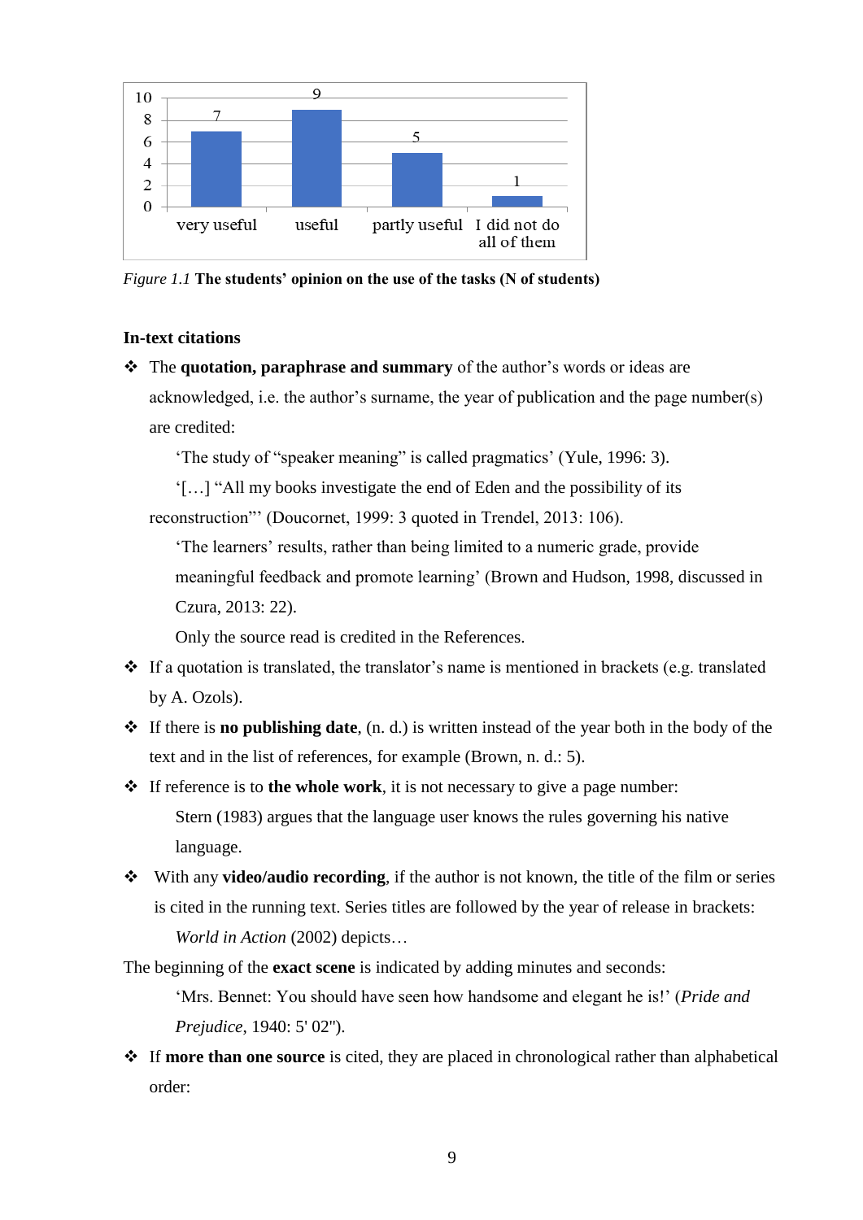| very useful | useful | partly useful | I did not do all of them |
|---|---|---|---|
| 7 | 9 | 5 | 1 |

*Figure 1.1* **The students' opinion on the use of the tasks (N of students)**

**In-text citations**

- The **quotation, paraphrase and summary** of the author's words or ideas are acknowledged, i.e. the author's surname, the year of publication and the page number(s) are credited:

  'The study of "speaker meaning" is called pragmatics' (Yule, 1996: 3).

  '[…] "All my books investigate the end of Eden and the possibility of its reconstruction"' (Doucornet, 1999: 3 quoted in Trendel, 2013: 106).

  'The learners' results, rather than being limited to a numeric grade, provide meaningful feedback and promote learning' (Brown and Hudson, 1998, discussed in Czura, 2013: 22).

  Only the source read is credited in the References.

- If a quotation is translated, the translator's name is mentioned in brackets (e.g. translated by A. Ozols).
- If there is **no publishing date**, (n. d.) is written instead of the year both in the body of the text and in the list of references, for example (Brown, n. d.: 5).
- If reference is to **the whole work**, it is not necessary to give a page number:

  Stern (1983) argues that the language user knows the rules governing his native language.

- With any **video/audio recording**, if the author is not known, the title of the film or series is cited in the running text. Series titles are followed by the year of release in brackets:

  *World in Action* (2002) depicts…

The beginning of the **exact scene** is indicated by adding minutes and seconds:

'Mrs. Bennet: You should have seen how handsome and elegant he is!' (*Pride and Prejudice*, 1940: 5' 02").

- If **more than one source** is cited, they are placed in chronological rather than alphabetical order: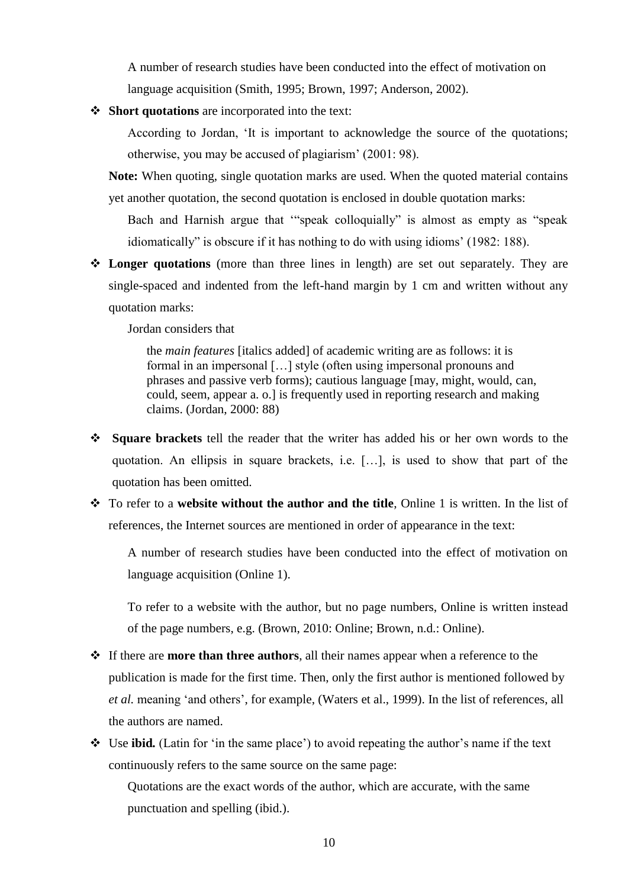A number of research studies have been conducted into the effect of motivation on language acquisition (Smith, 1995; Brown, 1997; Anderson, 2002).

- **Short quotations** are incorporated into the text:

  According to Jordan, 'It is important to acknowledge the source of the quotations; otherwise, you may be accused of plagiarism' (2001: 98).

  **Note:** When quoting, single quotation marks are used. When the quoted material contains yet another quotation, the second quotation is enclosed in double quotation marks:

  Bach and Harnish argue that '"speak colloquially" is almost as empty as "speak idiomatically" is obscure if it has nothing to do with using idioms' (1982: 188).

- **Longer quotations** (more than three lines in length) are set out separately. They are single-spaced and indented from the left-hand margin by 1 cm and written without any quotation marks:

  Jordan considers that

  > the *main features* [italics added] of academic writing are as follows: it is formal in an impersonal […] style (often using impersonal pronouns and phrases and passive verb forms); cautious language [may, might, would, can, could, seem, appear a. o.] is frequently used in reporting research and making claims. (Jordan, 2000: 88)

- **Square brackets** tell the reader that the writer has added his or her own words to the quotation. An ellipsis in square brackets, i.e. […], is used to show that part of the quotation has been omitted.

- To refer to a **website without the author and the title**, Online 1 is written. In the list of references, the Internet sources are mentioned in order of appearance in the text:

  A number of research studies have been conducted into the effect of motivation on language acquisition (Online 1).

  To refer to a website with the author, but no page numbers, Online is written instead of the page numbers, e.g. (Brown, 2010: Online; Brown, n.d.: Online).

- If there are **more than three authors**, all their names appear when a reference to the publication is made for the first time. Then, only the first author is mentioned followed by *et al.* meaning 'and others', for example, (Waters et al., 1999). In the list of references, all the authors are named.

- Use **ibid.** (Latin for 'in the same place') to avoid repeating the author's name if the text continuously refers to the same source on the same page:

  Quotations are the exact words of the author, which are accurate, with the same punctuation and spelling (ibid.).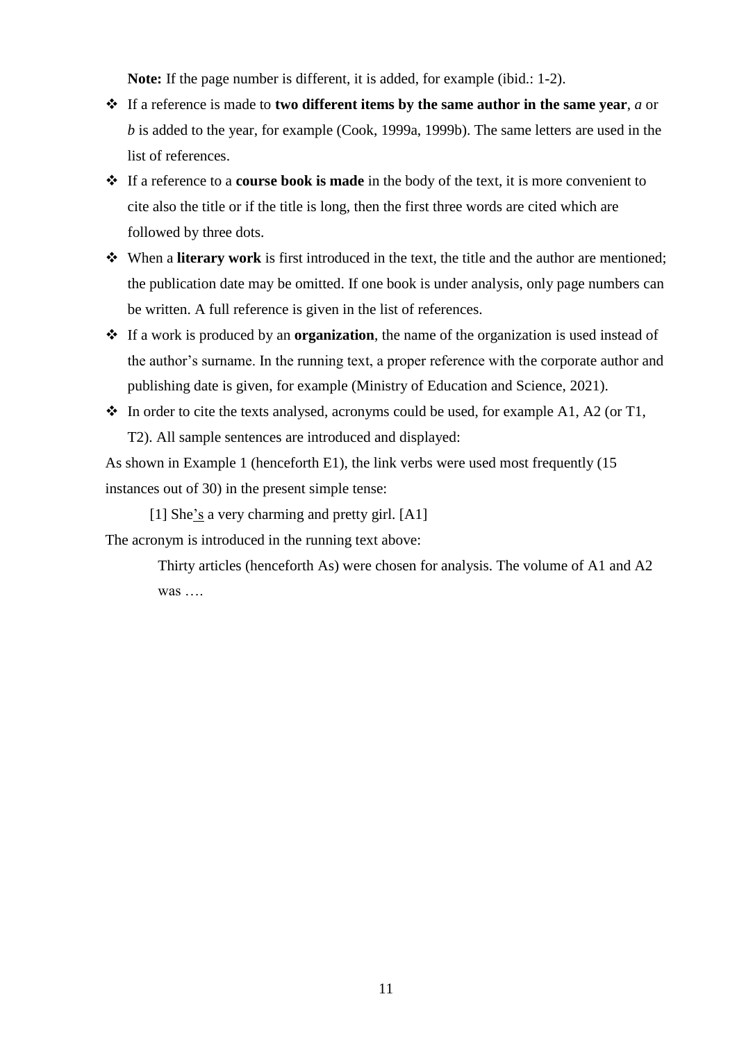**Note:** If the page number is different, it is added, for example (ibid.: 1-2).

- If a reference is made to **two different items by the same author in the same year**, *a* or *b* is added to the year, for example (Cook, 1999a, 1999b). The same letters are used in the list of references.
- If a reference to a **course book is made** in the body of the text, it is more convenient to cite also the title or if the title is long, then the first three words are cited which are followed by three dots.
- When a **literary work** is first introduced in the text, the title and the author are mentioned; the publication date may be omitted. If one book is under analysis, only page numbers can be written. A full reference is given in the list of references.
- If a work is produced by an **organization**, the name of the organization is used instead of the author's surname. In the running text, a proper reference with the corporate author and publishing date is given, for example (Ministry of Education and Science, 2021).
- In order to cite the texts analysed, acronyms could be used, for example A1, A2 (or T1, T2). All sample sentences are introduced and displayed:

As shown in Example 1 (henceforth E1), the link verbs were used most frequently (15 instances out of 30) in the present simple tense:

[1] She<u>'s</u> a very charming and pretty girl. [A1]

The acronym is introduced in the running text above:

> Thirty articles (henceforth As) were chosen for analysis. The volume of A1 and A2 was ….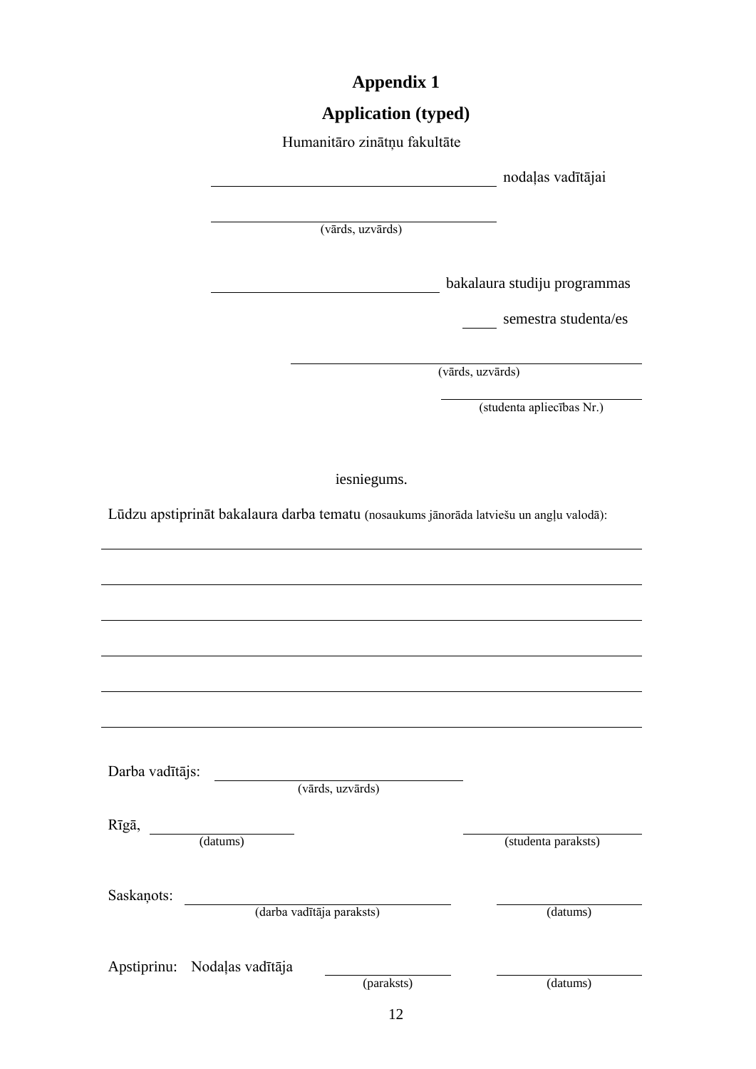# Appendix 1

## Application (typed)

Humanitāro zinātņu fakultāte

_________________________ nodaļas vadītājai

_________________________
(vārds, uzvārds)

_____________________ bakalaura studiju programmas

____ semestra studenta/es

_________________________
(vārds, uzvārds)

_________________
(studenta apliecības Nr.)

iesniegums.

Lūdzu apstiprināt bakalaura darba tematu (nosaukums jānorāda latviešu un angļu valodā):

_______________________________________________

_______________________________________________

_______________________________________________

_______________________________________________

_______________________________________________

_______________________________________________

Darba vadītājs: _________________________
(vārds, uzvārds)

Rīgā, ______________ _________________
(datums) (studenta paraksts)

Saskaņots: _________________________ ______________
(darba vadītāja paraksts) (datums)

Apstiprinu: Nodaļas vadītāja ______________ ______________
(paraksts) (datums)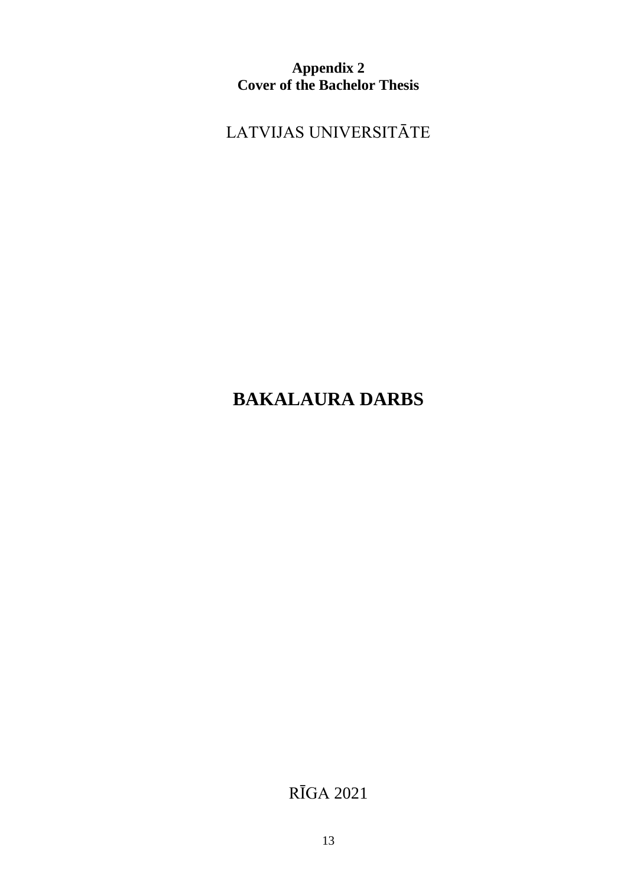**Appendix 2**
**Cover of the Bachelor Thesis**

LATVIJAS UNIVERSITĀTE

# BAKALAURA DARBS

RĪGA 2021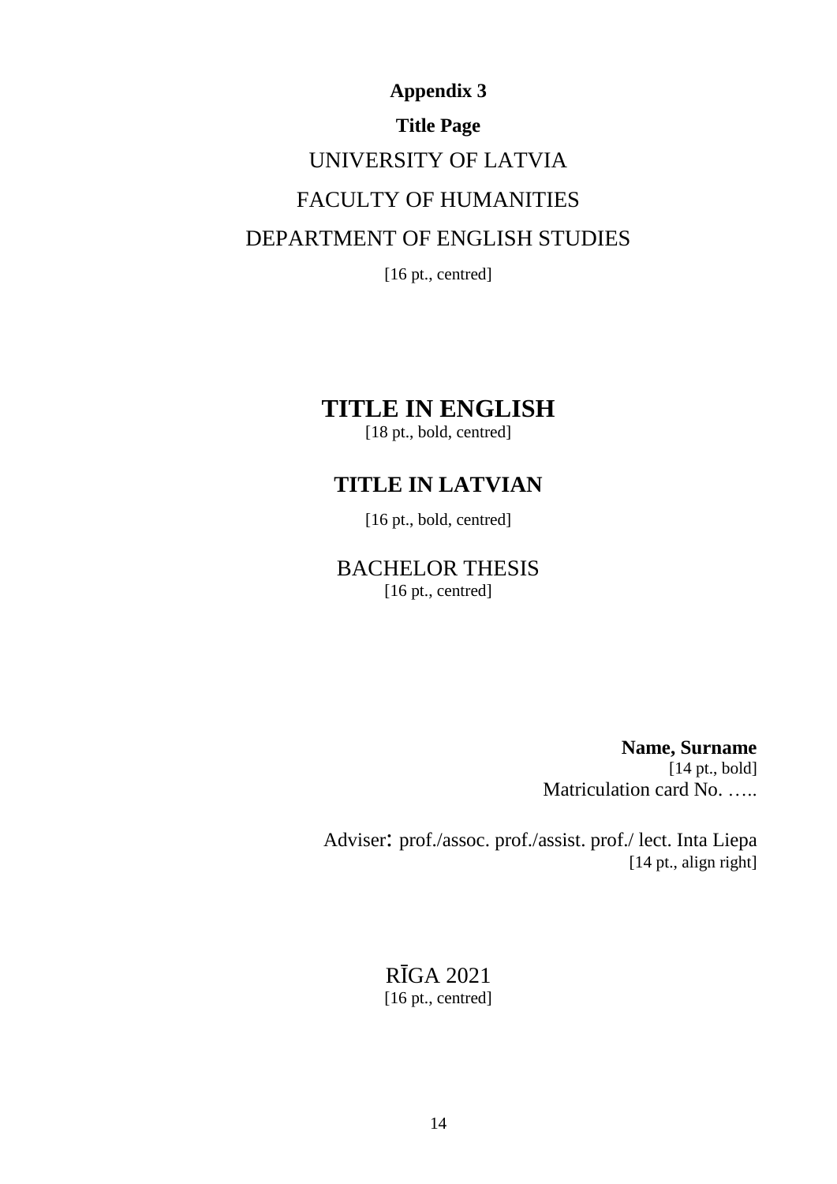**Appendix 3**

**Title Page**

UNIVERSITY OF LATVIA

FACULTY OF HUMANITIES

DEPARTMENT OF ENGLISH STUDIES

[16 pt., centred]

**TITLE IN ENGLISH**

[18 pt., bold, centred]

**TITLE IN LATVIAN**

[16 pt., bold, centred]

BACHELOR THESIS

[16 pt., centred]

**Name, Surname**

[14 pt., bold]

Matriculation card No. …..

Adviser: prof./assoc. prof./assist. prof./ lect. Inta Liepa

[14 pt., align right]

RĪGA 2021

[16 pt., centred]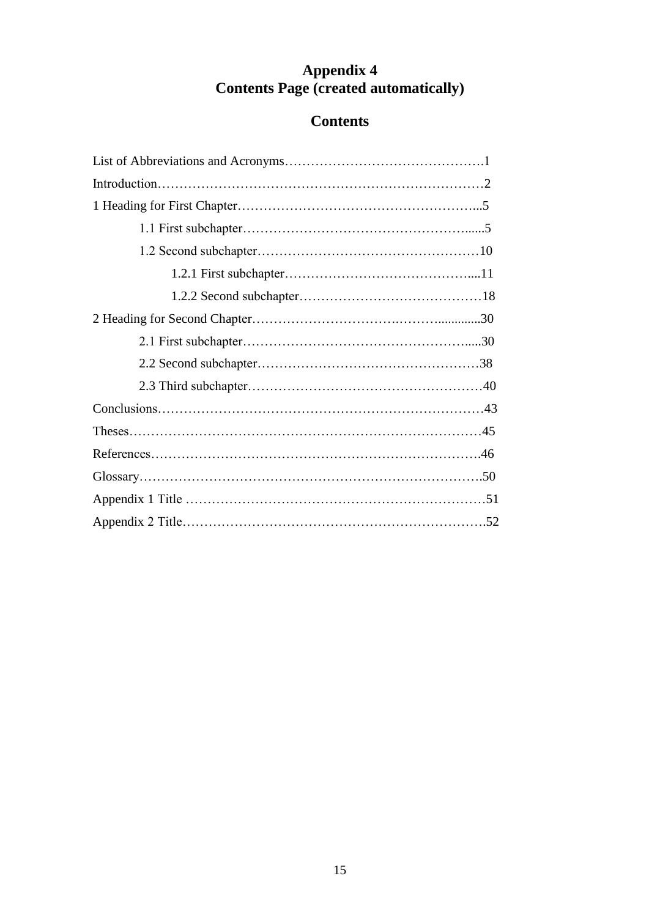# Appendix 4
# Contents Page (created automatically)

## Contents

List of Abbreviations and Acronyms……………………………………….1

Introduction…………………………………………………………………2

1 Heading for First Chapter……………………………………………...5

    1.1 First subchapter……………………………………………......5

    1.2 Second subchapter……………………………………………10

        1.2.1 First subchapter……………………………………....11

        1.2.2 Second subchapter……………………………………18

2 Heading for Second Chapter………………………….……….............30

    2.1 First subchapter…………………………………………….....30

    2.2 Second subchapter……………………………………………38

    2.3 Third subchapter………………………………………………40

Conclusions…………………………………………………………………43

Theses………………………………………………………………………45

References………………………………………………………………….46

Glossary…………………………………………………………………….50

Appendix 1 Title …………………………………………………………….51

Appendix 2 Title…………………………………………………………….52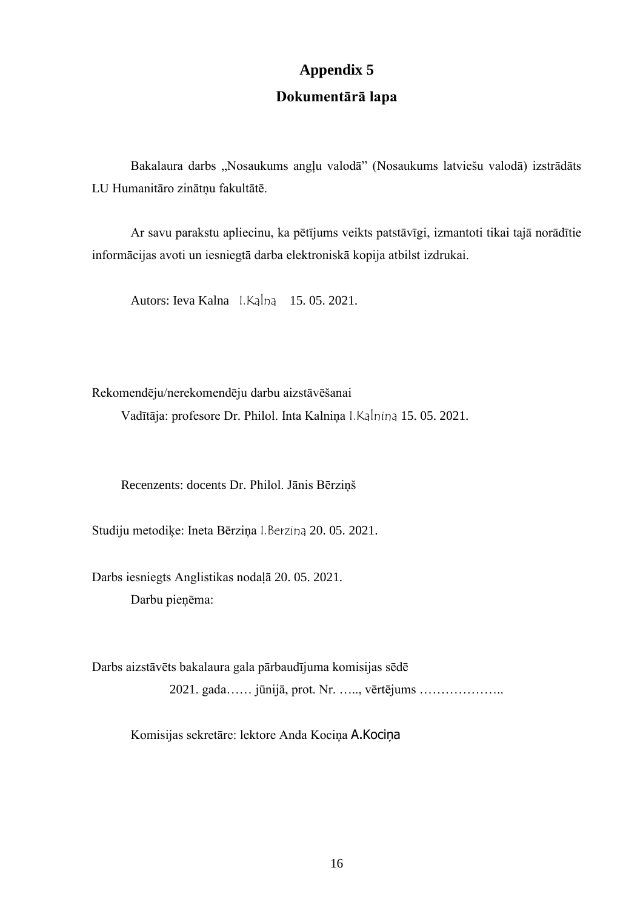# Appendix 5

## Dokumentārā lapa

Bakalaura darbs „Nosaukums angļu valodā" (Nosaukums latviešu valodā) izstrādāts LU Humanitāro zinātņu fakultātē.

Ar savu parakstu apliecinu, ka pētījums veikts patstāvīgi, izmantoti tikai tajā norādītie informācijas avoti un iesniegtā darba elektroniskā kopija atbilst izdrukai.

Autors: Ieva Kalna I.Kalna 15. 05. 2021.

Rekomendēju/nerekomendēju darbu aizstāvēšanai

Vadītāja: profesore Dr. Philol. Inta Kalniņa I.Kalnina 15. 05. 2021.

Recenzents: docents Dr. Philol. Jānis Bērziņš

Studiju metodiķe: Ineta Bērziņa I.Berzina 20. 05. 2021.

Darbs iesniegts Anglistikas nodaļā 20. 05. 2021.

Darbu pieņēma:

Darbs aizstāvēts bakalaura gala pārbaudījuma komisijas sēdē

2021. gada…… jūnijā, prot. Nr. ….., vērtējums ………………..

Komisijas sekretāre: lektore Anda Kociņa A.Kociņa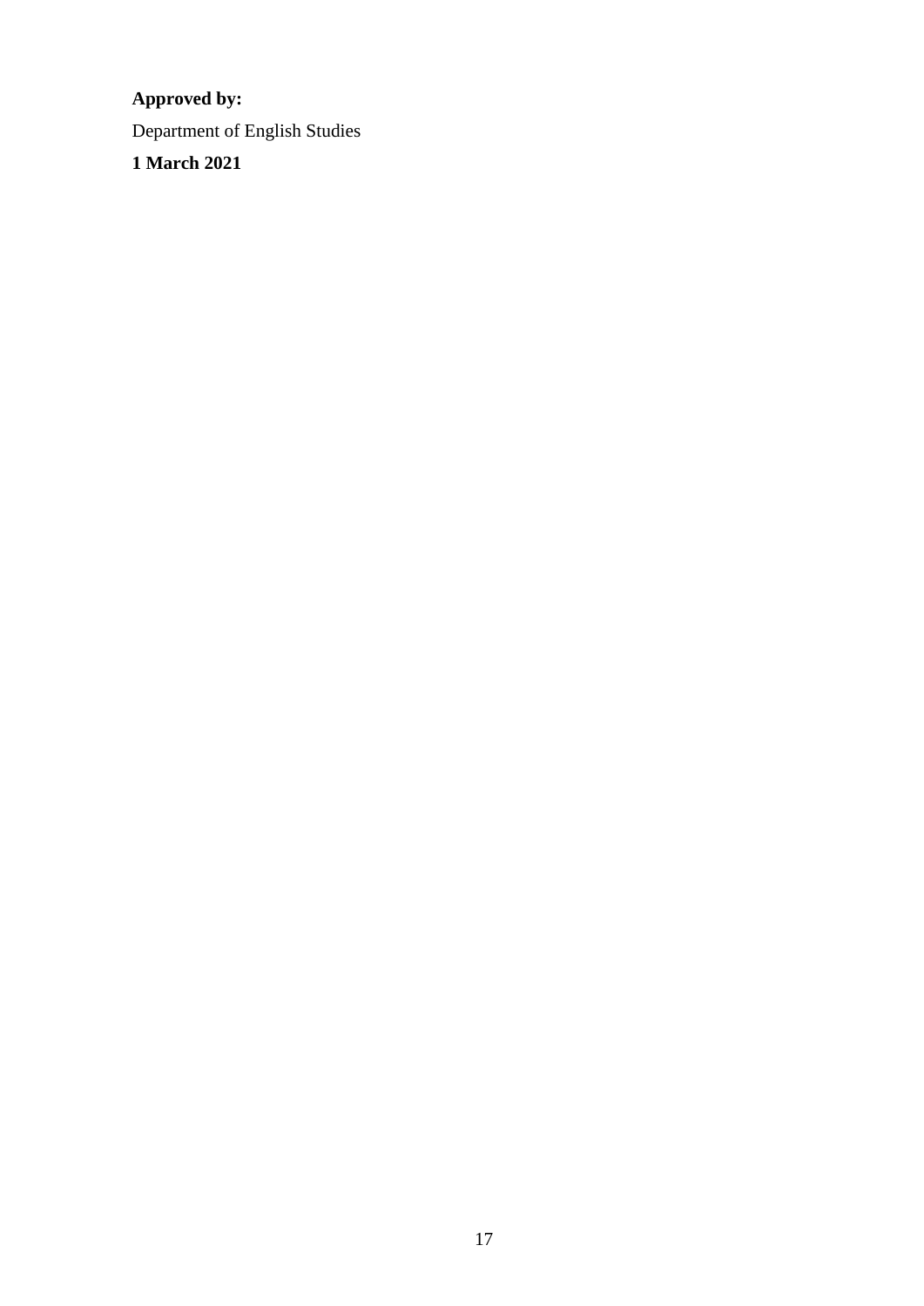**Approved by:**

Department of English Studies

**1 March 2021**